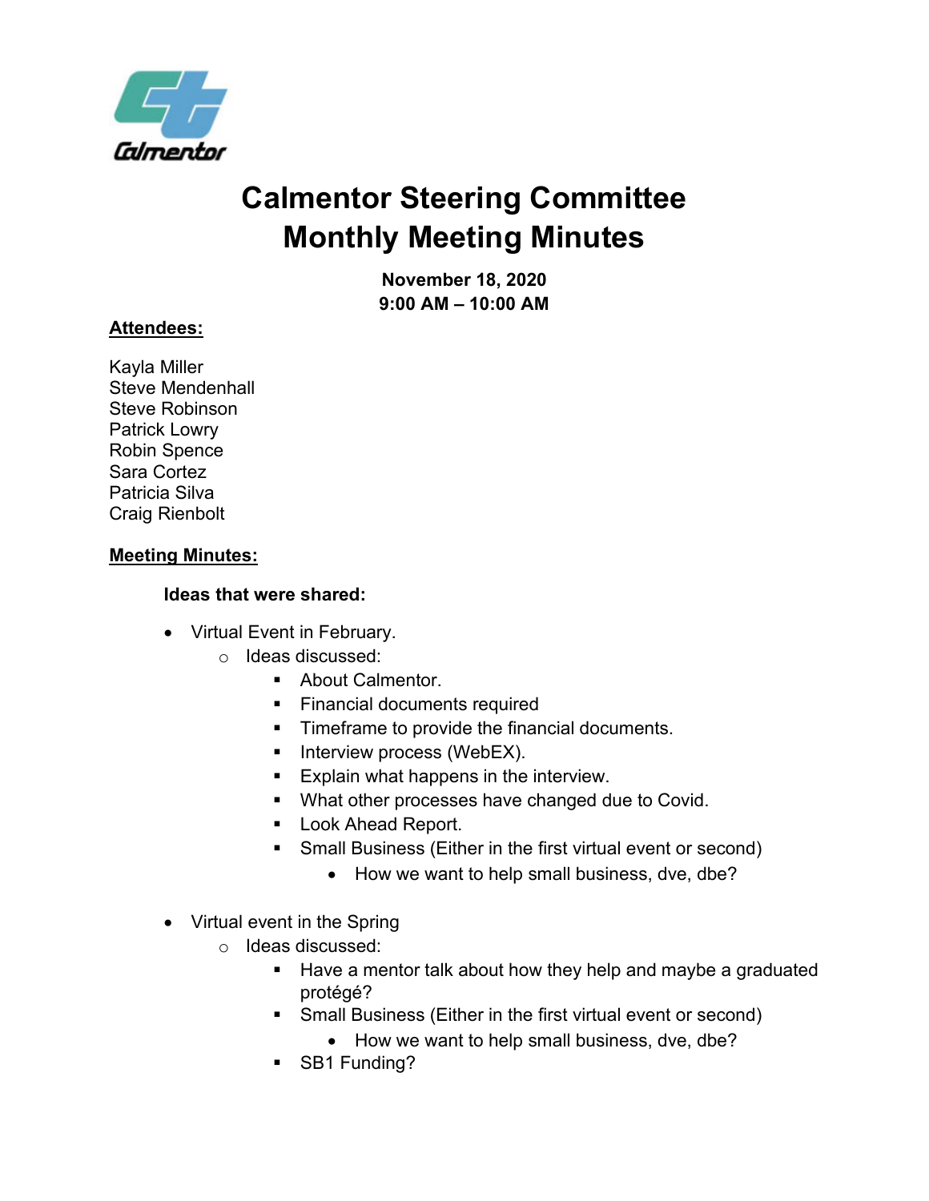Calmentor

# Calmentor Steering Committee Monthly Meeting Minutes

**November 18, 2020**
**9:00 AM – 10:00 AM**

**Attendees:**

Kayla Miller
Steve Mendenhall
Steve Robinson
Patrick Lowry
Robin Spence
Sara Cortez
Patricia Silva
Craig Rienbolt

**Meeting Minutes:**

**Ideas that were shared:**

- Virtual Event in February.
  - Ideas discussed:
    - About Calmentor.
    - Financial documents required
    - Timeframe to provide the financial documents.
    - Interview process (WebEX).
    - Explain what happens in the interview.
    - What other processes have changed due to Covid.
    - Look Ahead Report.
    - Small Business (Either in the first virtual event or second)
      - How we want to help small business, dve, dbe?

- Virtual event in the Spring
  - Ideas discussed:
    - Have a mentor talk about how they help and maybe a graduated protégé?
    - Small Business (Either in the first virtual event or second)
      - How we want to help small business, dve, dbe?
    - SB1 Funding?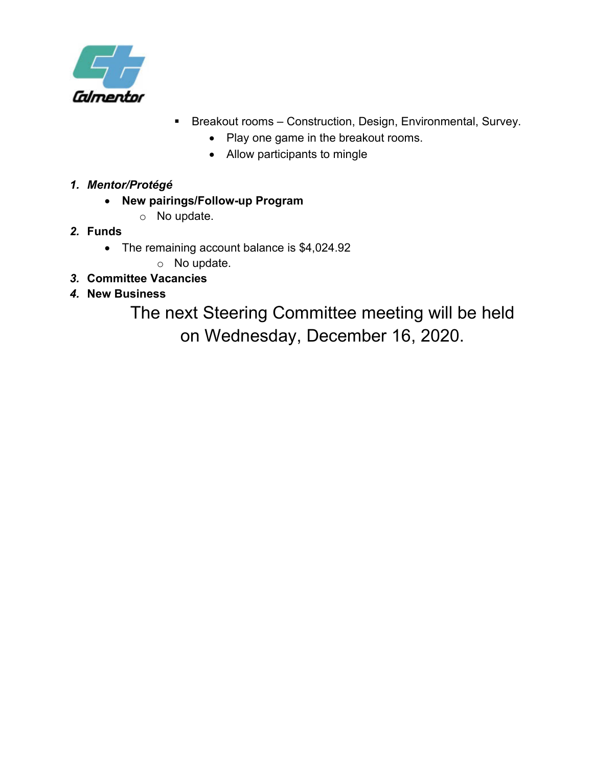- Breakout rooms – Construction, Design, Environmental, Survey.
  - Play one game in the breakout rooms.
  - Allow participants to mingle

1. ***Mentor/Protégé***
   - **New pairings/Follow-up Program**
     - No update.
2. **Funds**
   - The remaining account balance is $4,024.92
     - No update.
3. **Committee Vacancies**
4. **New Business**

The next Steering Committee meeting will be held on Wednesday, December 16, 2020.